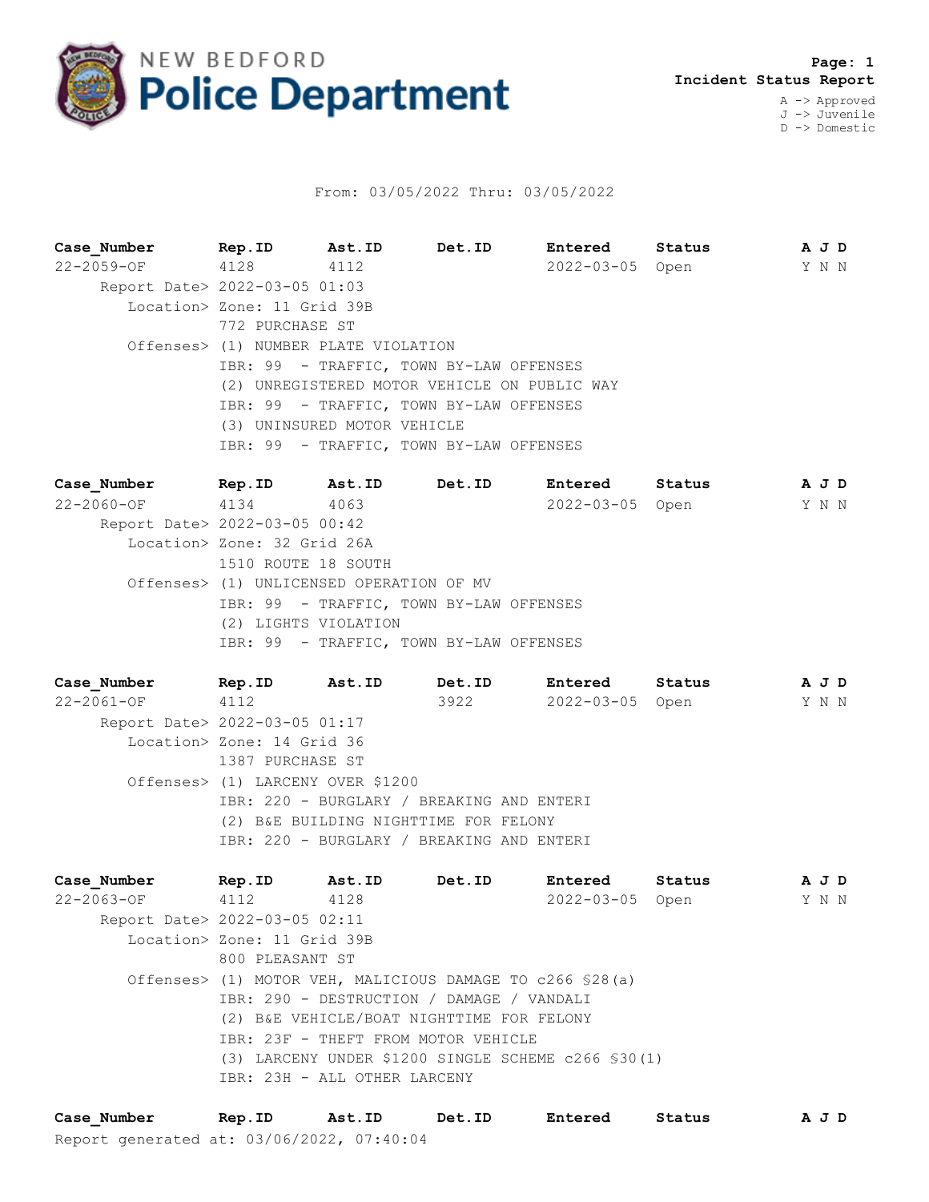# NEW BEDFORD Police Department

**Page: 1**
**Incident Status Report**

A -> Approved
J -> Juvenile
D -> Domestic

From: 03/05/2022 Thru: 03/05/2022

| Case_Number | Rep.ID | Ast.ID | Det.ID | Entered | Status | A J D |
|---|---|---|---|---|---|---|
| 22-2059-OF | 4128 | 4112 | | 2022-03-05 | Open | Y N N |

Report Date> 2022-03-05 01:03
Location> Zone: 11 Grid 39B
772 PURCHASE ST
Offenses> (1) NUMBER PLATE VIOLATION
IBR: 99 - TRAFFIC, TOWN BY-LAW OFFENSES
(2) UNREGISTERED MOTOR VEHICLE ON PUBLIC WAY
IBR: 99 - TRAFFIC, TOWN BY-LAW OFFENSES
(3) UNINSURED MOTOR VEHICLE
IBR: 99 - TRAFFIC, TOWN BY-LAW OFFENSES

| Case_Number | Rep.ID | Ast.ID | Det.ID | Entered | Status | A J D |
|---|---|---|---|---|---|---|
| 22-2060-OF | 4134 | 4063 | | 2022-03-05 | Open | Y N N |

Report Date> 2022-03-05 00:42
Location> Zone: 32 Grid 26A
1510 ROUTE 18 SOUTH
Offenses> (1) UNLICENSED OPERATION OF MV
IBR: 99 - TRAFFIC, TOWN BY-LAW OFFENSES
(2) LIGHTS VIOLATION
IBR: 99 - TRAFFIC, TOWN BY-LAW OFFENSES

| Case_Number | Rep.ID | Ast.ID | Det.ID | Entered | Status | A J D |
|---|---|---|---|---|---|---|
| 22-2061-OF | 4112 | | 3922 | 2022-03-05 | Open | Y N N |

Report Date> 2022-03-05 01:17
Location> Zone: 14 Grid 36
1387 PURCHASE ST
Offenses> (1) LARCENY OVER $1200
IBR: 220 - BURGLARY / BREAKING AND ENTERI
(2) B&E BUILDING NIGHTTIME FOR FELONY
IBR: 220 - BURGLARY / BREAKING AND ENTERI

| Case_Number | Rep.ID | Ast.ID | Det.ID | Entered | Status | A J D |
|---|---|---|---|---|---|---|
| 22-2063-OF | 4112 | 4128 | | 2022-03-05 | Open | Y N N |

Report Date> 2022-03-05 02:11
Location> Zone: 11 Grid 39B
800 PLEASANT ST
Offenses> (1) MOTOR VEH, MALICIOUS DAMAGE TO c266 §28(a)
IBR: 290 - DESTRUCTION / DAMAGE / VANDALI
(2) B&E VEHICLE/BOAT NIGHTTIME FOR FELONY
IBR: 23F - THEFT FROM MOTOR VEHICLE
(3) LARCENY UNDER $1200 SINGLE SCHEME c266 §30(1)
IBR: 23H - ALL OTHER LARCENY

| Case_Number | Rep.ID | Ast.ID | Det.ID | Entered | Status | A J D |
|---|---|---|---|---|---|---|

Report generated at: 03/06/2022, 07:40:04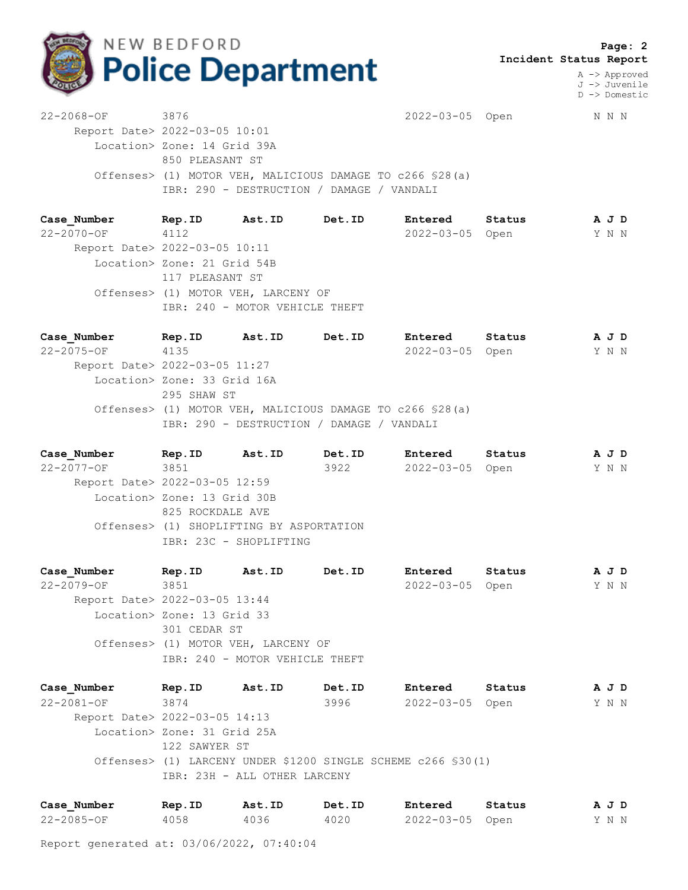**Incident Status Report**

A -> Approved
J -> Juvenile
D -> Domestic

22-2068-OF 3876 2022-03-05 Open N N N
Report Date> 2022-03-05 10:01
Location> Zone: 14 Grid 39A
850 PLEASANT ST
Offenses> (1) MOTOR VEH, MALICIOUS DAMAGE TO c266 §28(a)
IBR: 290 - DESTRUCTION / DAMAGE / VANDALI

| Case_Number | Rep.ID | Ast.ID | Det.ID | Entered | Status | A J D |
|---|---|---|---|---|---|---|
| 22-2070-OF | 4112 | | | 2022-03-05 | Open | Y N N |

Report Date> 2022-03-05 10:11
Location> Zone: 21 Grid 54B
117 PLEASANT ST
Offenses> (1) MOTOR VEH, LARCENY OF
IBR: 240 - MOTOR VEHICLE THEFT

| Case_Number | Rep.ID | Ast.ID | Det.ID | Entered | Status | A J D |
|---|---|---|---|---|---|---|
| 22-2075-OF | 4135 | | | 2022-03-05 | Open | Y N N |

Report Date> 2022-03-05 11:27
Location> Zone: 33 Grid 16A
295 SHAW ST
Offenses> (1) MOTOR VEH, MALICIOUS DAMAGE TO c266 §28(a)
IBR: 290 - DESTRUCTION / DAMAGE / VANDALI

| Case_Number | Rep.ID | Ast.ID | Det.ID | Entered | Status | A J D |
|---|---|---|---|---|---|---|
| 22-2077-OF | 3851 | | 3922 | 2022-03-05 | Open | Y N N |

Report Date> 2022-03-05 12:59
Location> Zone: 13 Grid 30B
825 ROCKDALE AVE
Offenses> (1) SHOPLIFTING BY ASPORTATION
IBR: 23C - SHOPLIFTING

| Case_Number | Rep.ID | Ast.ID | Det.ID | Entered | Status | A J D |
|---|---|---|---|---|---|---|
| 22-2079-OF | 3851 | | | 2022-03-05 | Open | Y N N |

Report Date> 2022-03-05 13:44
Location> Zone: 13 Grid 33
301 CEDAR ST
Offenses> (1) MOTOR VEH, LARCENY OF
IBR: 240 - MOTOR VEHICLE THEFT

| Case_Number | Rep.ID | Ast.ID | Det.ID | Entered | Status | A J D |
|---|---|---|---|---|---|---|
| 22-2081-OF | 3874 | | 3996 | 2022-03-05 | Open | Y N N |

Report Date> 2022-03-05 14:13
Location> Zone: 31 Grid 25A
122 SAWYER ST
Offenses> (1) LARCENY UNDER $1200 SINGLE SCHEME c266 §30(1)
IBR: 23H - ALL OTHER LARCENY

| Case_Number | Rep.ID | Ast.ID | Det.ID | Entered | Status | A J D |
|---|---|---|---|---|---|---|
| 22-2085-OF | 4058 | 4036 | 4020 | 2022-03-05 | Open | Y N N |

Report generated at: 03/06/2022, 07:40:04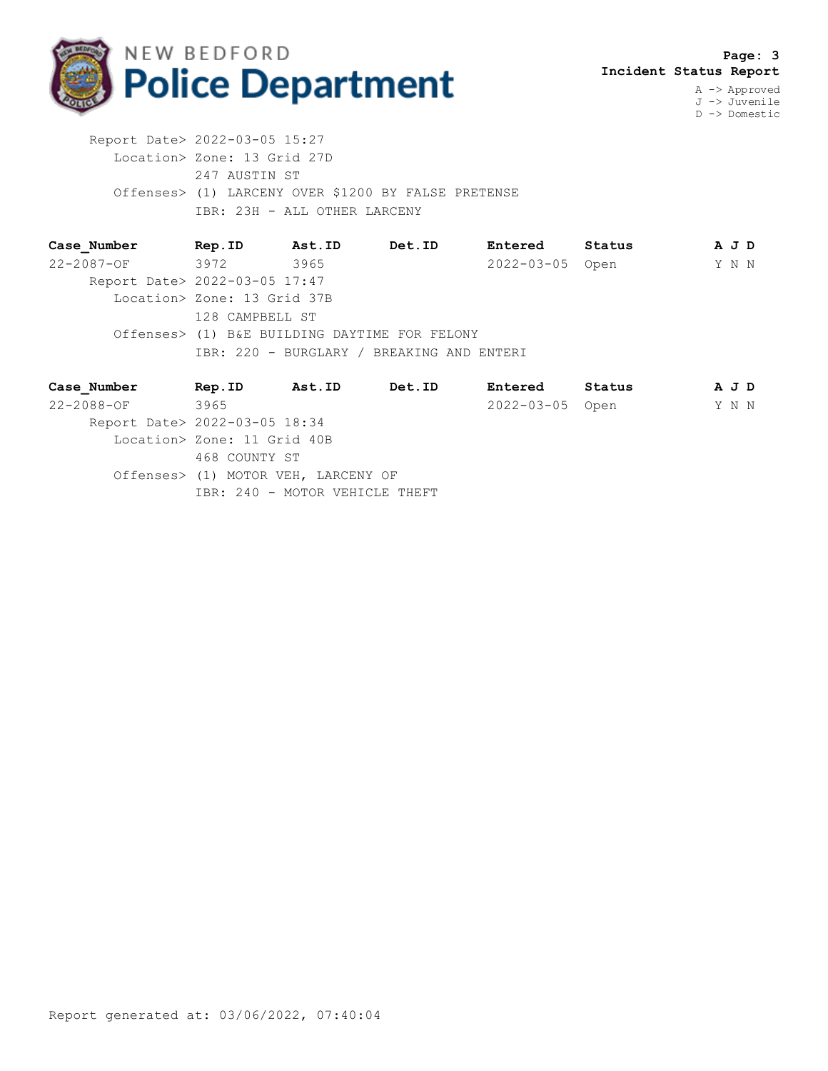NEW BEDFORD
# Police Department

**Incident Status Report**

A -> Approved
J -> Juvenile
D -> Domestic

Report Date> 2022-03-05 15:27
Location> Zone: 13 Grid 27D
247 AUSTIN ST
Offenses> (1) LARCENY OVER $1200 BY FALSE PRETENSE
IBR: 23H - ALL OTHER LARCENY

| Case_Number | Rep.ID | Ast.ID | Det.ID | Entered | Status | A J D |
|---|---|---|---|---|---|---|
| 22-2087-OF | 3972 | 3965 | | 2022-03-05 | Open | Y N N |

Report Date> 2022-03-05 17:47
Location> Zone: 13 Grid 37B
128 CAMPBELL ST
Offenses> (1) B&E BUILDING DAYTIME FOR FELONY
IBR: 220 - BURGLARY / BREAKING AND ENTERI

| Case_Number | Rep.ID | Ast.ID | Det.ID | Entered | Status | A J D |
|---|---|---|---|---|---|---|
| 22-2088-OF | 3965 | | | 2022-03-05 | Open | Y N N |

Report Date> 2022-03-05 18:34
Location> Zone: 11 Grid 40B
468 COUNTY ST
Offenses> (1) MOTOR VEH, LARCENY OF
IBR: 240 - MOTOR VEHICLE THEFT

Report generated at: 03/06/2022, 07:40:04